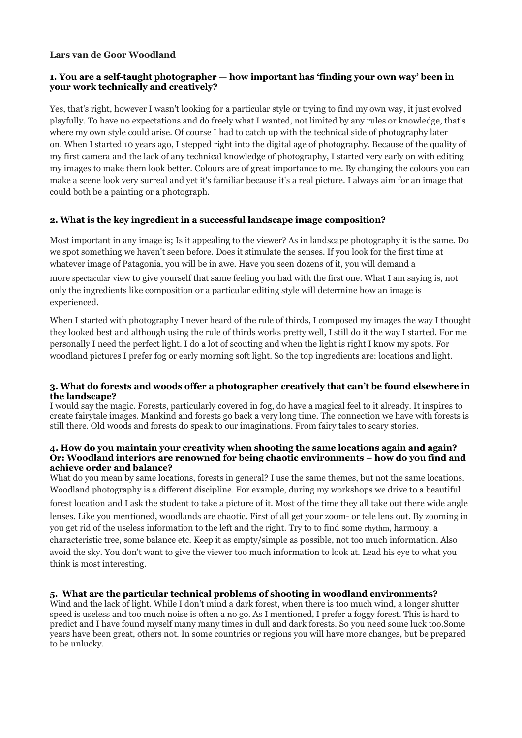**Lars van de Goor Woodland**

**1. You are a self-taught photographer — how important has 'finding your own way' been in your work technically and creatively?**

Yes, that's right, however I wasn't looking for a particular style or trying to find my own way, it just evolved playfully. To have no expectations and do freely what I wanted, not limited by any rules or knowledge, that's where my own style could arise. Of course I had to catch up with the technical side of photography later on. When I started 10 years ago, I stepped right into the digital age of photography. Because of the quality of my first camera and the lack of any technical knowledge of photography, I started very early on with editing my images to make them look better. Colours are of great importance to me. By changing the colours you can make a scene look very surreal and yet it's familiar because it's a real picture. I always aim for an image that could both be a painting or a photograph.

**2. What is the key ingredient in a successful landscape image composition?**

Most important in any image is; Is it appealing to the viewer? As in landscape photography it is the same. Do we spot something we haven't seen before. Does it stimulate the senses. If you look for the first time at whatever image of Patagonia, you will be in awe. Have you seen dozens of it, you will demand a more spectacular view to give yourself that same feeling you had with the first one. What I am saying is, not only the ingredients like composition or a particular editing style will determine how an image is experienced.

When I started with photography I never heard of the rule of thirds, I composed my images the way I thought they looked best and although using the rule of thirds works pretty well, I still do it the way I started. For me personally I need the perfect light. I do a lot of scouting and when the light is right I know my spots. For woodland pictures I prefer fog or early morning soft light. So the top ingredients are: locations and light.

**3. What do forests and woods offer a photographer creatively that can't be found elsewhere in the landscape?**

I would say the magic. Forests, particularly covered in fog, do have a magical feel to it already. It inspires to create fairytale images. Mankind and forests go back a very long time. The connection we have with forests is still there. Old woods and forests do speak to our imaginations. From fairy tales to scary stories.

**4. How do you maintain your creativity when shooting the same locations again and again? Or: Woodland interiors are renowned for being chaotic environments – how do you find and achieve order and balance?**

What do you mean by same locations, forests in general? I use the same themes, but not the same locations. Woodland photography is a different discipline. For example, during my workshops we drive to a beautiful forest location and I ask the student to take a picture of it. Most of the time they all take out there wide angle lenses. Like you mentioned, woodlands are chaotic. First of all get your zoom- or tele lens out. By zooming in you get rid of the useless information to the left and the right. Try to to find some rhythm, harmony, a characteristic tree, some balance etc. Keep it as empty/simple as possible, not too much information. Also avoid the sky. You don't want to give the viewer too much information to look at. Lead his eye to what you think is most interesting.

**5. What are the particular technical problems of shooting in woodland environments?**

Wind and the lack of light. While I don't mind a dark forest, when there is too much wind, a longer shutter speed is useless and too much noise is often a no go. As I mentioned, I prefer a foggy forest. This is hard to predict and I have found myself many many times in dull and dark forests. So you need some luck too.Some years have been great, others not. In some countries or regions you will have more changes, but be prepared to be unlucky.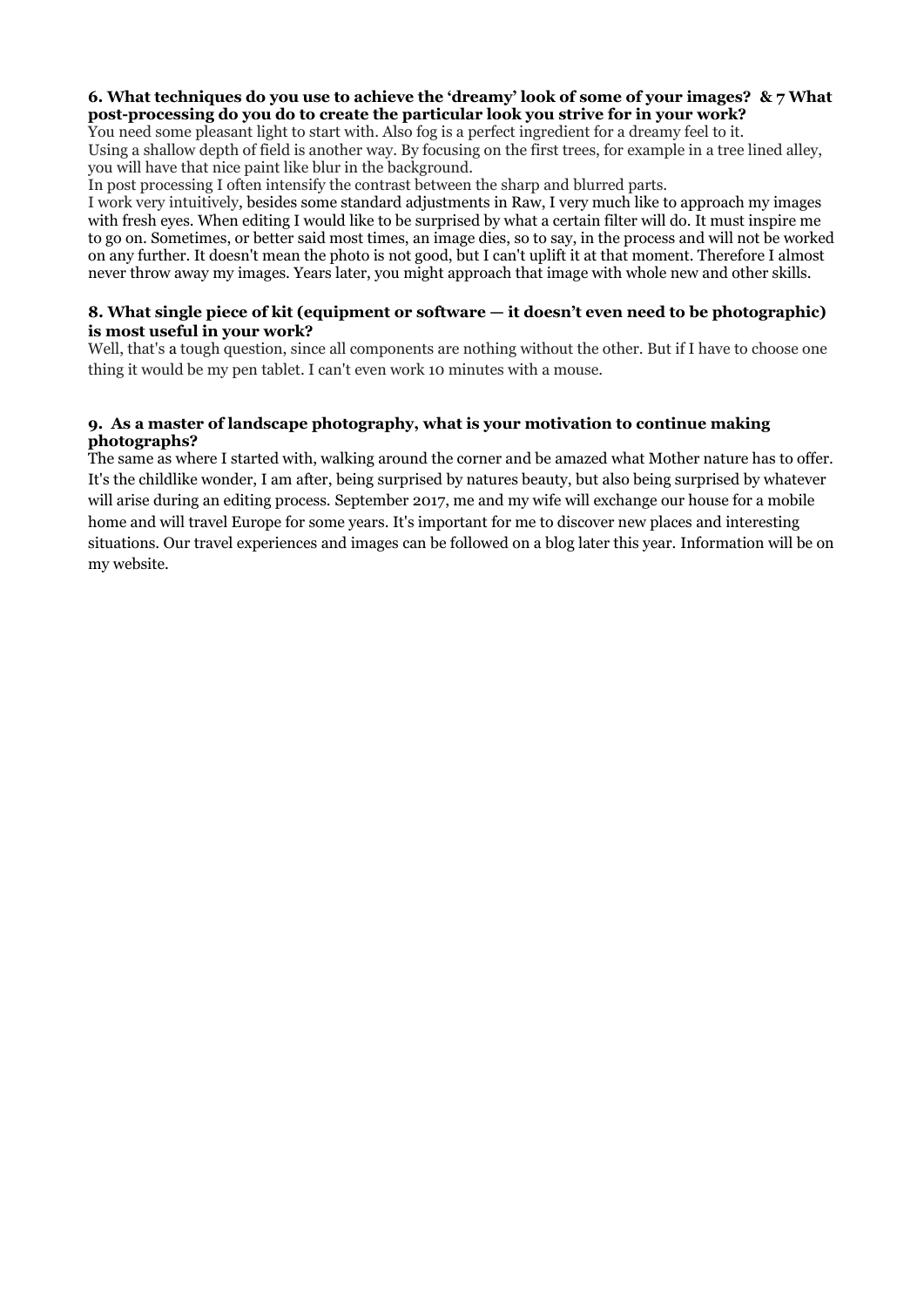**6. What techniques do you use to achieve the 'dreamy' look of some of your images? & 7 What post-processing do you do to create the particular look you strive for in your work?**

You need some pleasant light to start with. Also fog is a perfect ingredient for a dreamy feel to it.
Using a shallow depth of field is another way. By focusing on the first trees, for example in a tree lined alley, you will have that nice paint like blur in the background.
In post processing I often intensify the contrast between the sharp and blurred parts.
I work very intuitively, besides some standard adjustments in Raw, I very much like to approach my images with fresh eyes. When editing I would like to be surprised by what a certain filter will do. It must inspire me to go on. Sometimes, or better said most times, an image dies, so to say, in the process and will not be worked on any further. It doesn't mean the photo is not good, but I can't uplift it at that moment. Therefore I almost never throw away my images. Years later, you might approach that image with whole new and other skills.

**8. What single piece of kit (equipment or software — it doesn't even need to be photographic) is most useful in your work?**

Well, that's a tough question, since all components are nothing without the other. But if I have to choose one thing it would be my pen tablet. I can't even work 10 minutes with a mouse.

**9. As a master of landscape photography, what is your motivation to continue making photographs?**

The same as where I started with, walking around the corner and be amazed what Mother nature has to offer. It's the childlike wonder, I am after, being surprised by natures beauty, but also being surprised by whatever will arise during an editing process. September 2017, me and my wife will exchange our house for a mobile home and will travel Europe for some years. It's important for me to discover new places and interesting situations. Our travel experiences and images can be followed on a blog later this year. Information will be on my website.